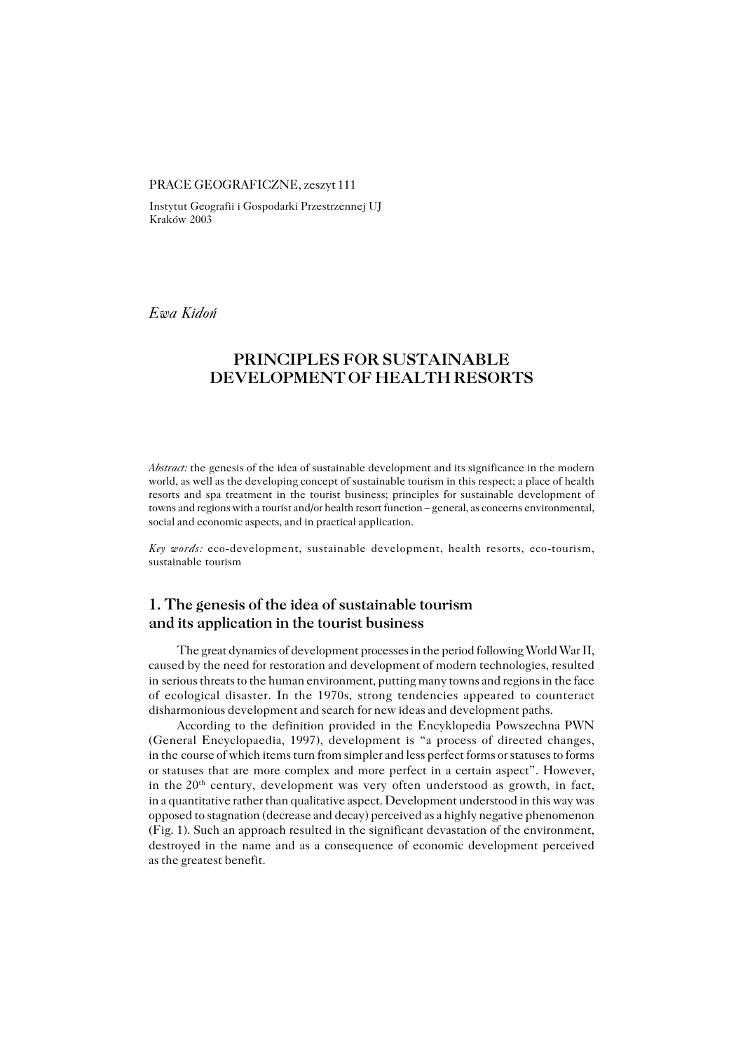PRACE GEOGRAFICZNE, zeszyt 111

Instytut Geografii i Gospodarki Przestrzennej UJ
Kraków 2003

*Ewa Kidoń*

# PRINCIPLES FOR SUSTAINABLE DEVELOPMENT OF HEALTH RESORTS

*Abstract:* the genesis of the idea of sustainable development and its significance in the modern world, as well as the developing concept of sustainable tourism in this respect; a place of health resorts and spa treatment in the tourist business; principles for sustainable development of towns and regions with a tourist and/or health resort function – general, as concerns environmental, social and economic aspects, and in practical application.

*Key words:* eco-development, sustainable development, health resorts, eco-tourism, sustainable tourism

## 1. The genesis of the idea of sustainable tourism and its application in the tourist business

The great dynamics of development processes in the period following World War II, caused by the need for restoration and development of modern technologies, resulted in serious threats to the human environment, putting many towns and regions in the face of ecological disaster. In the 1970s, strong tendencies appeared to counteract disharmonious development and search for new ideas and development paths.

According to the definition provided in the Encyklopedia Powszechna PWN (General Encyclopaedia, 1997), development is "a process of directed changes, in the course of which items turn from simpler and less perfect forms or statuses to forms or statuses that are more complex and more perfect in a certain aspect". However, in the 20th century, development was very often understood as growth, in fact, in a quantitative rather than qualitative aspect. Development understood in this way was opposed to stagnation (decrease and decay) perceived as a highly negative phenomenon (Fig. 1). Such an approach resulted in the significant devastation of the environment, destroyed in the name and as a consequence of economic development perceived as the greatest benefit.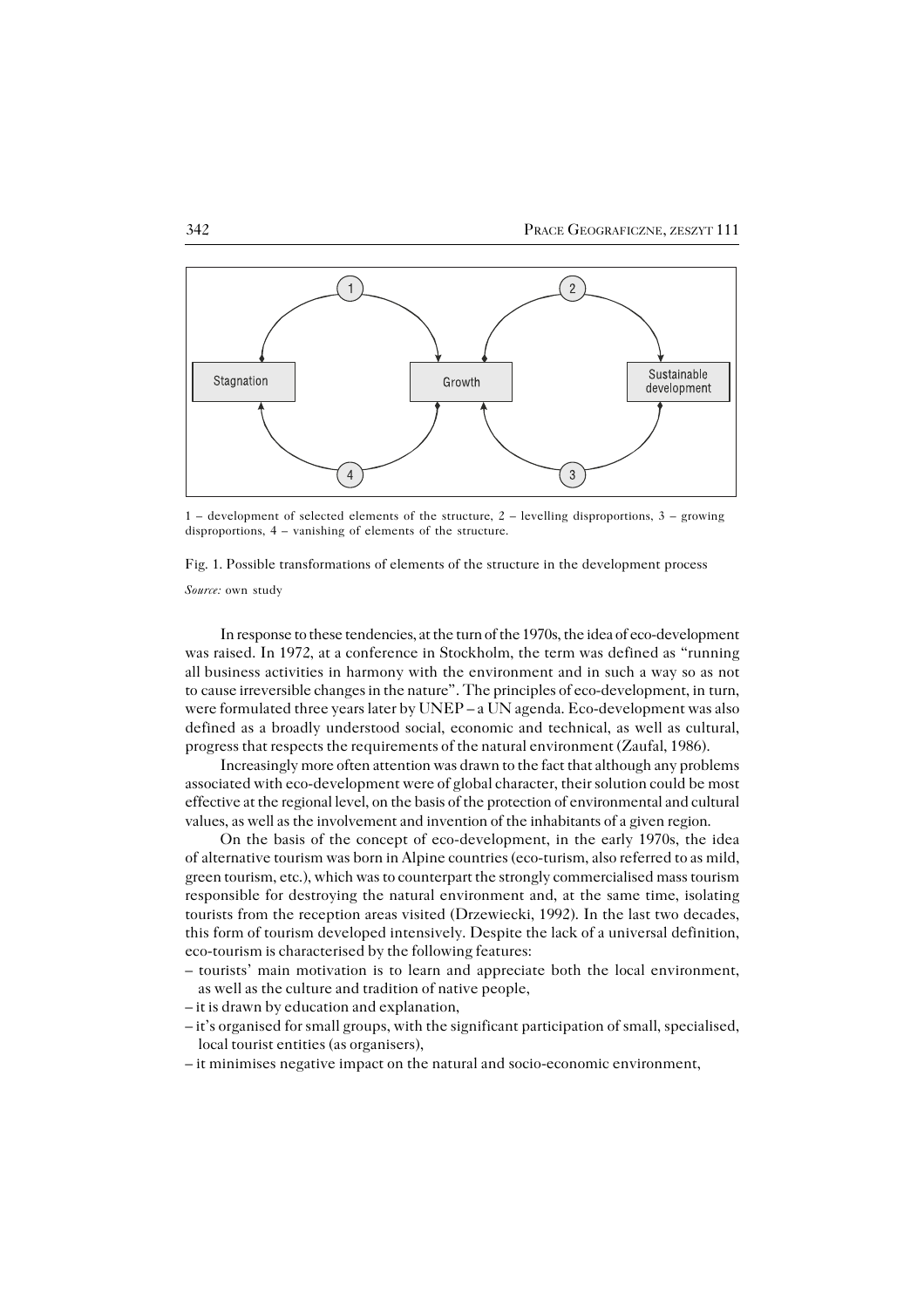1 – development of selected elements of the structure, 2 – levelling disproportions, 3 – growing disproportions, 4 – vanishing of elements of the structure.

Fig. 1. Possible transformations of elements of the structure in the development process

*Source:* own study

In response to these tendencies, at the turn of the 1970s, the idea of eco-development was raised. In 1972, at a conference in Stockholm, the term was defined as "running all business activities in harmony with the environment and in such a way so as not to cause irreversible changes in the nature". The principles of eco-development, in turn, were formulated three years later by UNEP – a UN agenda. Eco-development was also defined as a broadly understood social, economic and technical, as well as cultural, progress that respects the requirements of the natural environment (Zaufal, 1986).

Increasingly more often attention was drawn to the fact that although any problems associated with eco-development were of global character, their solution could be most effective at the regional level, on the basis of the protection of environmental and cultural values, as well as the involvement and invention of the inhabitants of a given region.

On the basis of the concept of eco-development, in the early 1970s, the idea of alternative tourism was born in Alpine countries (eco-turism, also referred to as mild, green tourism, etc.), which was to counterpart the strongly commercialised mass tourism responsible for destroying the natural environment and, at the same time, isolating tourists from the reception areas visited (Drzewiecki, 1992). In the last two decades, this form of tourism developed intensively. Despite the lack of a universal definition, eco-tourism is characterised by the following features:

– tourists' main motivation is to learn and appreciate both the local environment, as well as the culture and tradition of native people,
– it is drawn by education and explanation,
– it's organised for small groups, with the significant participation of small, specialised, local tourist entities (as organisers),
– it minimises negative impact on the natural and socio-economic environment,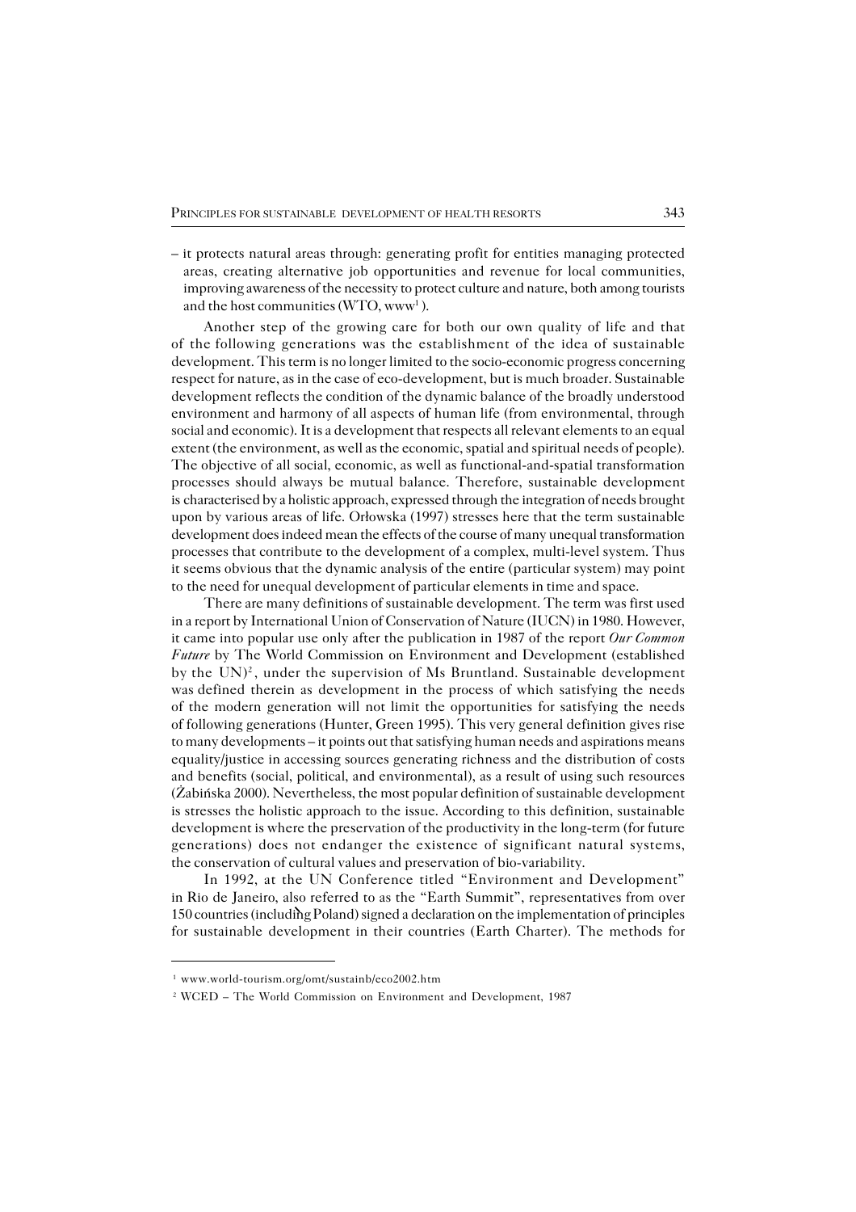– it protects natural areas through: generating profit for entities managing protected areas, creating alternative job opportunities and revenue for local communities, improving awareness of the necessity to protect culture and nature, both among tourists and the host communities (WTO, www[1]).

Another step of the growing care for both our own quality of life and that of the following generations was the establishment of the idea of sustainable development. This term is no longer limited to the socio-economic progress concerning respect for nature, as in the case of eco-development, but is much broader. Sustainable development reflects the condition of the dynamic balance of the broadly understood environment and harmony of all aspects of human life (from environmental, through social and economic). It is a development that respects all relevant elements to an equal extent (the environment, as well as the economic, spatial and spiritual needs of people). The objective of all social, economic, as well as functional-and-spatial transformation processes should always be mutual balance. Therefore, sustainable development is characterised by a holistic approach, expressed through the integration of needs brought upon by various areas of life. Orłowska (1997) stresses here that the term sustainable development does indeed mean the effects of the course of many unequal transformation processes that contribute to the development of a complex, multi-level system. Thus it seems obvious that the dynamic analysis of the entire (particular system) may point to the need for unequal development of particular elements in time and space.

There are many definitions of sustainable development. The term was first used in a report by International Union of Conservation of Nature (IUCN) in 1980. However, it came into popular use only after the publication in 1987 of the report *Our Common Future* by The World Commission on Environment and Development (established by the UN)[2], under the supervision of Ms Bruntland. Sustainable development was defined therein as development in the process of which satisfying the needs of the modern generation will not limit the opportunities for satisfying the needs of following generations (Hunter, Green 1995). This very general definition gives rise to many developments – it points out that satisfying human needs and aspirations means equality/justice in accessing sources generating richness and the distribution of costs and benefits (social, political, and environmental), as a result of using such resources (Żabińska 2000). Nevertheless, the most popular definition of sustainable development is stresses the holistic approach to the issue. According to this definition, sustainable development is where the preservation of the productivity in the long-term (for future generations) does not endanger the existence of significant natural systems, the conservation of cultural values and preservation of bio-variability.

In 1992, at the UN Conference titled "Environment and Development" in Rio de Janeiro, also referred to as the "Earth Summit", representatives from over 150 countries (including Poland) signed a declaration on the implementation of principles for sustainable development in their countries (Earth Charter). The methods for

---

[1] www.world-tourism.org/omt/sustainb/eco2002.htm

[2] WCED – The World Commission on Environment and Development, 1987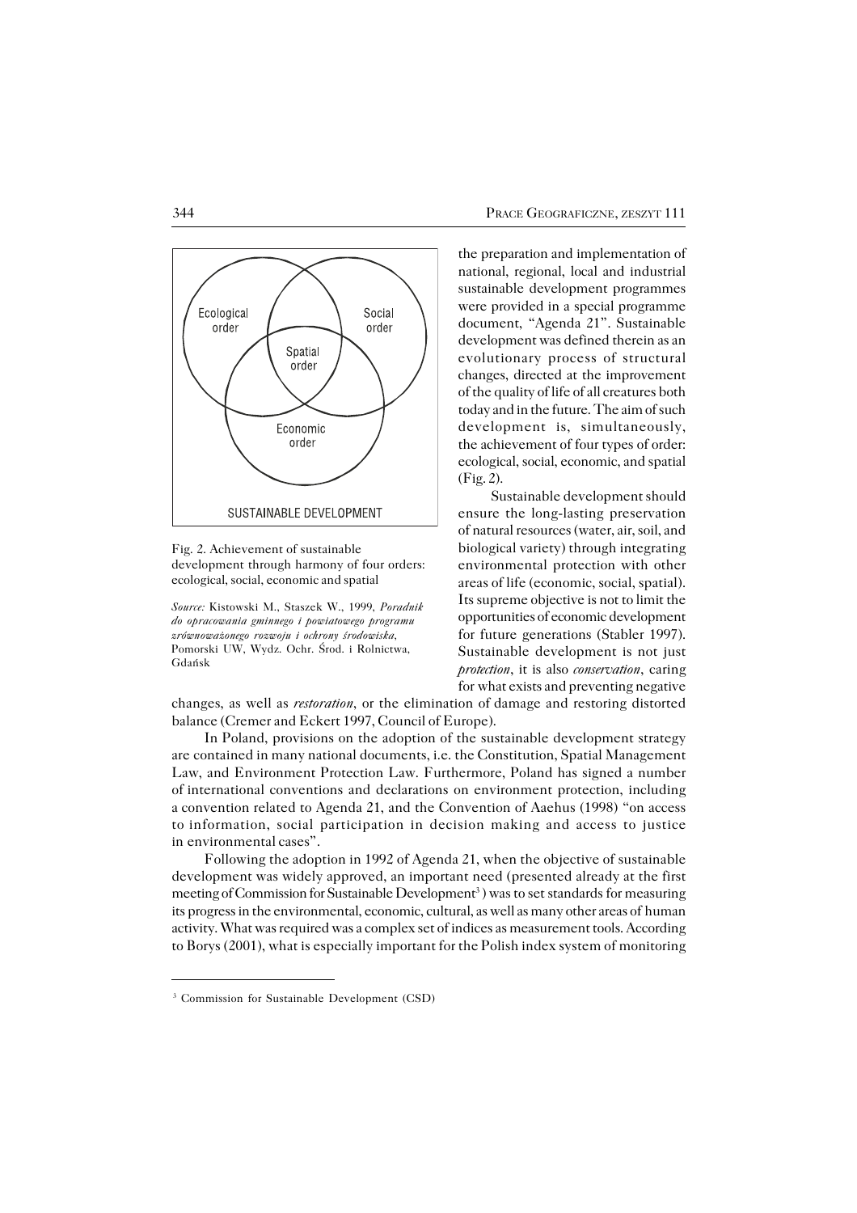Ecological order

Social order

Spatial order

Economic order

SUSTAINABLE DEVELOPMENT

Fig. 2. Achievement of sustainable development through harmony of four orders: ecological, social, economic and spatial

*Source:* Kistowski M., Staszek W., 1999, *Poradnik do opracowania gminnego i powiatowego programu zrównoważonego rozwoju i ochrony środowiska*, Pomorski UW, Wydz. Ochr. Środ. i Rolnictwa, Gdańsk

the preparation and implementation of national, regional, local and industrial sustainable development programmes were provided in a special programme document, "Agenda 21". Sustainable development was defined therein as an evolutionary process of structural changes, directed at the improvement of the quality of life of all creatures both today and in the future. The aim of such development is, simultaneously, the achievement of four types of order: ecological, social, economic, and spatial (Fig. 2).

Sustainable development should ensure the long-lasting preservation of natural resources (water, air, soil, and biological variety) through integrating environmental protection with other areas of life (economic, social, spatial). Its supreme objective is not to limit the opportunities of economic development for future generations (Stabler 1997). Sustainable development is not just *protection*, it is also *conservation*, caring for what exists and preventing negative changes, as well as *restoration*, or the elimination of damage and restoring distorted balance (Cremer and Eckert 1997, Council of Europe).

In Poland, provisions on the adoption of the sustainable development strategy are contained in many national documents, i.e. the Constitution, Spatial Management Law, and Environment Protection Law. Furthermore, Poland has signed a number of international conventions and declarations on environment protection, including a convention related to Agenda 21, and the Convention of Aaehus (1998) "on access to information, social participation in decision making and access to justice in environmental cases".

Following the adoption in 1992 of Agenda 21, when the objective of sustainable development was widely approved, an important need (presented already at the first meeting of Commission for Sustainable Development[3]) was to set standards for measuring its progress in the environmental, economic, cultural, as well as many other areas of human activity. What was required was a complex set of indices as measurement tools. According to Borys (2001), what is especially important for the Polish index system of monitoring

[3] Commission for Sustainable Development (CSD)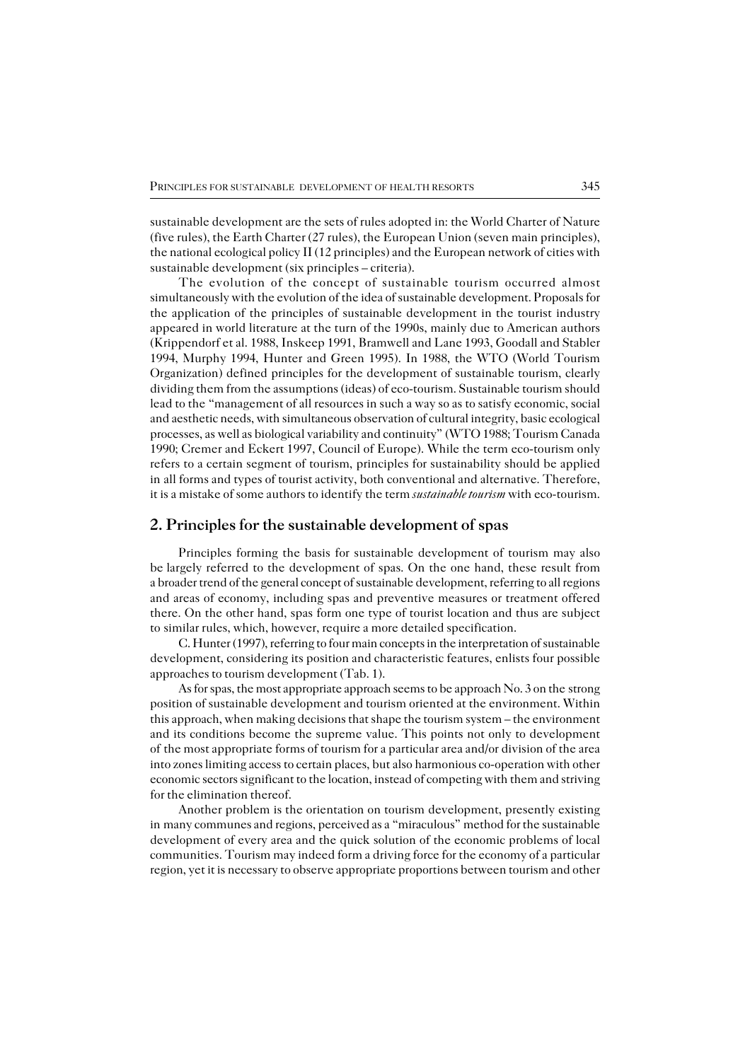sustainable development are the sets of rules adopted in: the World Charter of Nature (five rules), the Earth Charter (27 rules), the European Union (seven main principles), the national ecological policy II (12 principles) and the European network of cities with sustainable development (six principles – criteria).

The evolution of the concept of sustainable tourism occurred almost simultaneously with the evolution of the idea of sustainable development. Proposals for the application of the principles of sustainable development in the tourist industry appeared in world literature at the turn of the 1990s, mainly due to American authors (Krippendorf et al. 1988, Inskeep 1991, Bramwell and Lane 1993, Goodall and Stabler 1994, Murphy 1994, Hunter and Green 1995). In 1988, the WTO (World Tourism Organization) defined principles for the development of sustainable tourism, clearly dividing them from the assumptions (ideas) of eco-tourism. Sustainable tourism should lead to the "management of all resources in such a way so as to satisfy economic, social and aesthetic needs, with simultaneous observation of cultural integrity, basic ecological processes, as well as biological variability and continuity" (WTO 1988; Tourism Canada 1990; Cremer and Eckert 1997, Council of Europe). While the term eco-tourism only refers to a certain segment of tourism, principles for sustainability should be applied in all forms and types of tourist activity, both conventional and alternative. Therefore, it is a mistake of some authors to identify the term *sustainable tourism* with eco-tourism.

## 2. Principles for the sustainable development of spas

Principles forming the basis for sustainable development of tourism may also be largely referred to the development of spas. On the one hand, these result from a broader trend of the general concept of sustainable development, referring to all regions and areas of economy, including spas and preventive measures or treatment offered there. On the other hand, spas form one type of tourist location and thus are subject to similar rules, which, however, require a more detailed specification.

C. Hunter (1997), referring to four main concepts in the interpretation of sustainable development, considering its position and characteristic features, enlists four possible approaches to tourism development (Tab. 1).

As for spas, the most appropriate approach seems to be approach No. 3 on the strong position of sustainable development and tourism oriented at the environment. Within this approach, when making decisions that shape the tourism system – the environment and its conditions become the supreme value. This points not only to development of the most appropriate forms of tourism for a particular area and/or division of the area into zones limiting access to certain places, but also harmonious co-operation with other economic sectors significant to the location, instead of competing with them and striving for the elimination thereof.

Another problem is the orientation on tourism development, presently existing in many communes and regions, perceived as a "miraculous" method for the sustainable development of every area and the quick solution of the economic problems of local communities. Tourism may indeed form a driving force for the economy of a particular region, yet it is necessary to observe appropriate proportions between tourism and other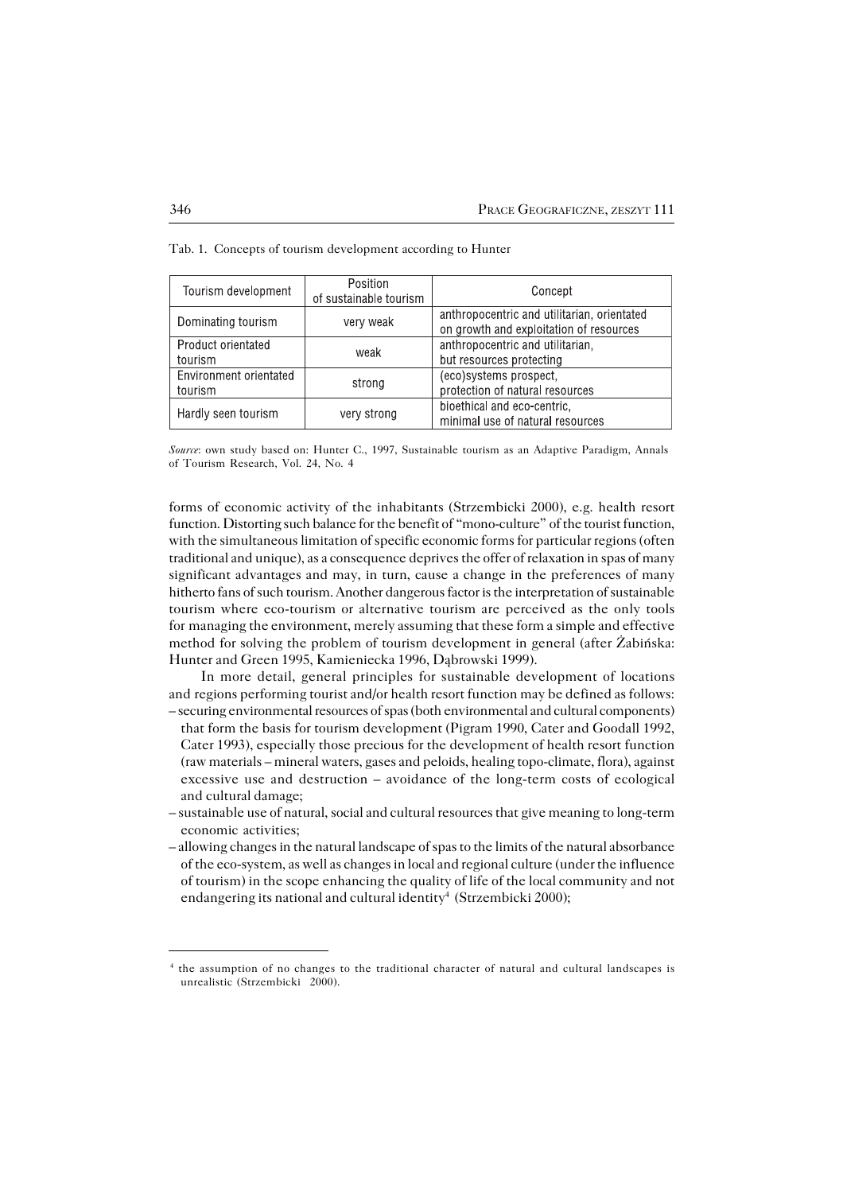Tab. 1. Concepts of tourism development according to Hunter

| Tourism development | Position of sustainable tourism | Concept |
| --- | --- | --- |
| Dominating tourism | very weak | anthropocentric and utilitarian, orientated on growth and exploitation of resources |
| Product orientated tourism | weak | anthropocentric and utilitarian, but resources protecting |
| Environment orientated tourism | strong | (eco)systems prospect, protection of natural resources |
| Hardly seen tourism | very strong | bioethical and eco-centric, minimal use of natural resources |

*Source*: own study based on: Hunter C., 1997, Sustainable tourism as an Adaptive Paradigm, Annals of Tourism Research, Vol. 24, No. 4

forms of economic activity of the inhabitants (Strzembicki 2000), e.g. health resort function. Distorting such balance for the benefit of "mono-culture" of the tourist function, with the simultaneous limitation of specific economic forms for particular regions (often traditional and unique), as a consequence deprives the offer of relaxation in spas of many significant advantages and may, in turn, cause a change in the preferences of many hitherto fans of such tourism. Another dangerous factor is the interpretation of sustainable tourism where eco-tourism or alternative tourism are perceived as the only tools for managing the environment, merely assuming that these form a simple and effective method for solving the problem of tourism development in general (after Żabińska: Hunter and Green 1995, Kamieniecka 1996, Dąbrowski 1999).

In more detail, general principles for sustainable development of locations and regions performing tourist and/or health resort function may be defined as follows:

– securing environmental resources of spas (both environmental and cultural components) that form the basis for tourism development (Pigram 1990, Cater and Goodall 1992, Cater 1993), especially those precious for the development of health resort function (raw materials – mineral waters, gases and peloids, healing topo-climate, flora), against excessive use and destruction – avoidance of the long-term costs of ecological and cultural damage;
– sustainable use of natural, social and cultural resources that give meaning to long-term economic activities;
– allowing changes in the natural landscape of spas to the limits of the natural absorbance of the eco-system, as well as changes in local and regional culture (under the influence of tourism) in the scope enhancing the quality of life of the local community and not endangering its national and cultural identity[4] (Strzembicki 2000);

[4] the assumption of no changes to the traditional character of natural and cultural landscapes is unrealistic (Strzembicki 2000).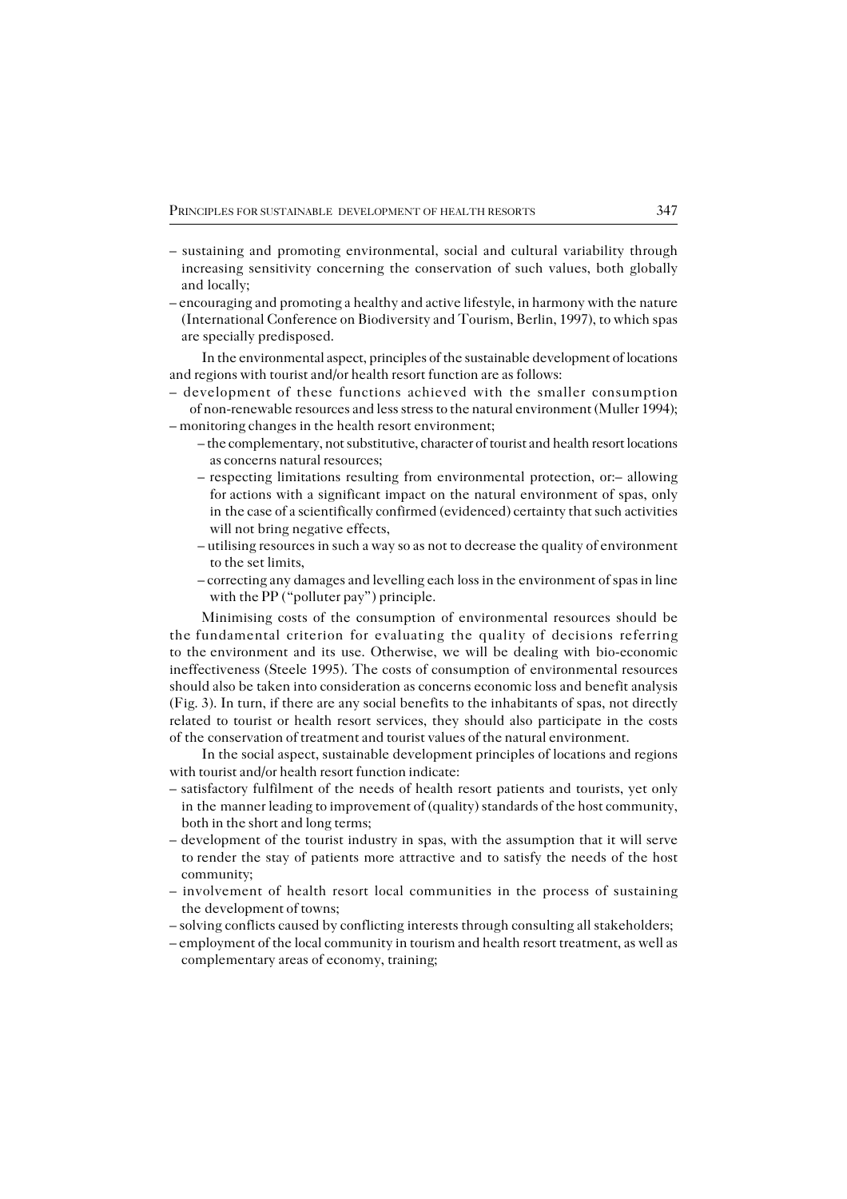– sustaining and promoting environmental, social and cultural variability through increasing sensitivity concerning the conservation of such values, both globally and locally;
– encouraging and promoting a healthy and active lifestyle, in harmony with the nature (International Conference on Biodiversity and Tourism, Berlin, 1997), to which spas are specially predisposed.

In the environmental aspect, principles of the sustainable development of locations and regions with tourist and/or health resort function are as follows:

– development of these functions achieved with the smaller consumption of non-renewable resources and less stress to the natural environment (Muller 1994);
– monitoring changes in the health resort environment;
  – the complementary, not substitutive, character of tourist and health resort locations as concerns natural resources;
  – respecting limitations resulting from environmental protection, or:– allowing for actions with a significant impact on the natural environment of spas, only in the case of a scientifically confirmed (evidenced) certainty that such activities will not bring negative effects,
  – utilising resources in such a way so as not to decrease the quality of environment to the set limits,
  – correcting any damages and levelling each loss in the environment of spas in line with the PP ("polluter pay") principle.

Minimising costs of the consumption of environmental resources should be the fundamental criterion for evaluating the quality of decisions referring to the environment and its use. Otherwise, we will be dealing with bio-economic ineffectiveness (Steele 1995). The costs of consumption of environmental resources should also be taken into consideration as concerns economic loss and benefit analysis (Fig. 3). In turn, if there are any social benefits to the inhabitants of spas, not directly related to tourist or health resort services, they should also participate in the costs of the conservation of treatment and tourist values of the natural environment.

In the social aspect, sustainable development principles of locations and regions with tourist and/or health resort function indicate:

– satisfactory fulfilment of the needs of health resort patients and tourists, yet only in the manner leading to improvement of (quality) standards of the host community, both in the short and long terms;
– development of the tourist industry in spas, with the assumption that it will serve to render the stay of patients more attractive and to satisfy the needs of the host community;
– involvement of health resort local communities in the process of sustaining the development of towns;
– solving conflicts caused by conflicting interests through consulting all stakeholders;
– employment of the local community in tourism and health resort treatment, as well as complementary areas of economy, training;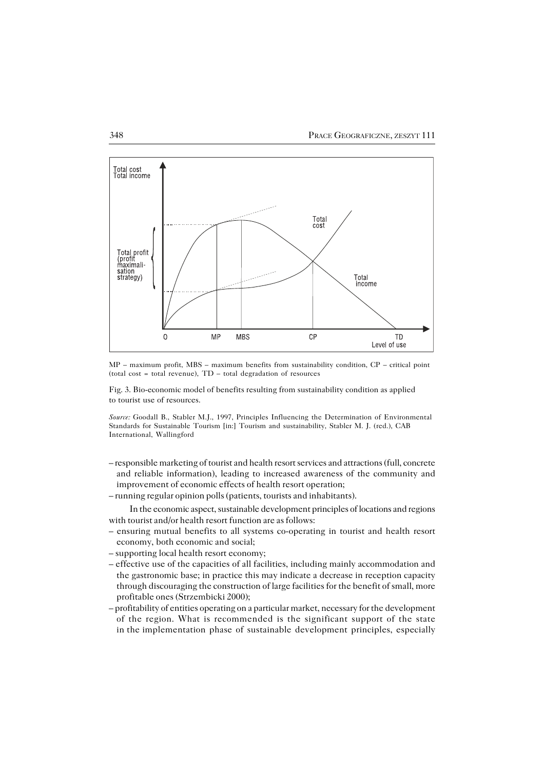MP – maximum profit, MBS – maximum benefits from sustainability condition, CP – critical point (total cost = total revenue), TD – total degradation of resources

Fig. 3. Bio-economic model of benefits resulting from sustainability condition as applied to tourist use of resources.

*Source:* Goodall B., Stabler M.J., 1997, Principles Influencing the Determination of Environmental Standards for Sustainable Tourism [in:] Tourism and sustainability, Stabler M. J. (red.), CAB International, Wallingford

– responsible marketing of tourist and health resort services and attractions (full, concrete and reliable information), leading to increased awareness of the community and improvement of economic effects of health resort operation;
– running regular opinion polls (patients, tourists and inhabitants).

In the economic aspect, sustainable development principles of locations and regions with tourist and/or health resort function are as follows:

– ensuring mutual benefits to all systems co-operating in tourist and health resort economy, both economic and social;
– supporting local health resort economy;
– effective use of the capacities of all facilities, including mainly accommodation and the gastronomic base; in practice this may indicate a decrease in reception capacity through discouraging the construction of large facilities for the benefit of small, more profitable ones (Strzembicki 2000);
– profitability of entities operating on a particular market, necessary for the development of the region. What is recommended is the significant support of the state in the implementation phase of sustainable development principles, especially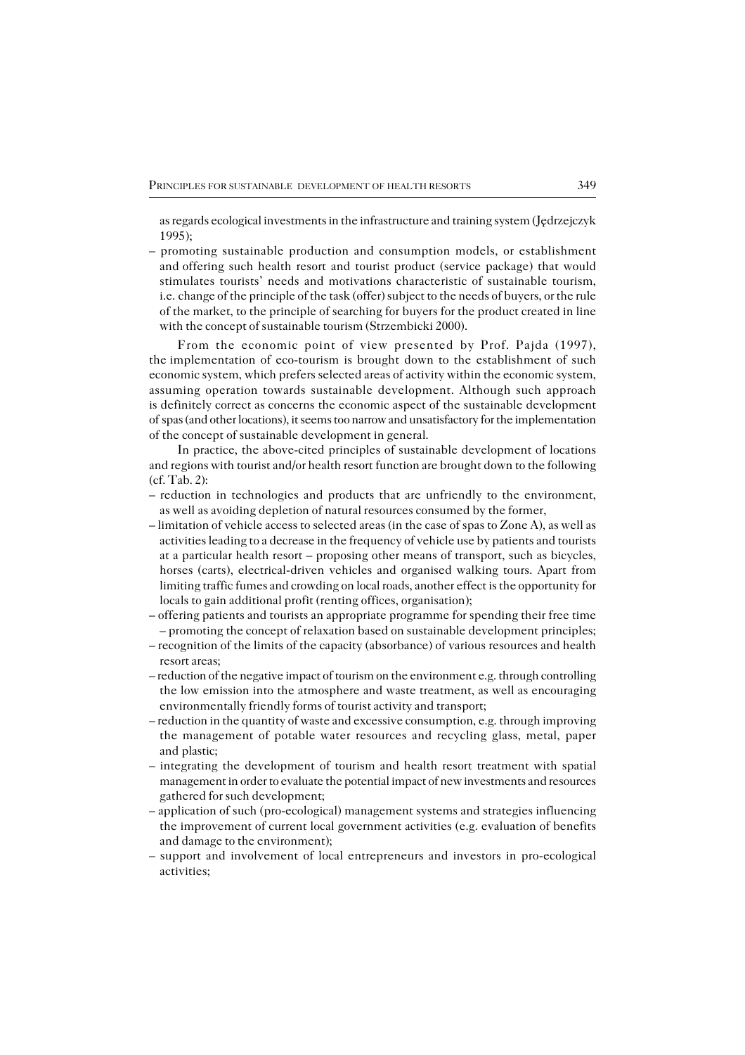as regards ecological investments in the infrastructure and training system (Jędrzejczyk 1995);

– promoting sustainable production and consumption models, or establishment and offering such health resort and tourist product (service package) that would stimulates tourists' needs and motivations characteristic of sustainable tourism, i.e. change of the principle of the task (offer) subject to the needs of buyers, or the rule of the market, to the principle of searching for buyers for the product created in line with the concept of sustainable tourism (Strzembicki 2000).

From the economic point of view presented by Prof. Pajda (1997), the implementation of eco-tourism is brought down to the establishment of such economic system, which prefers selected areas of activity within the economic system, assuming operation towards sustainable development. Although such approach is definitely correct as concerns the economic aspect of the sustainable development of spas (and other locations), it seems too narrow and unsatisfactory for the implementation of the concept of sustainable development in general.

In practice, the above-cited principles of sustainable development of locations and regions with tourist and/or health resort function are brought down to the following (cf. Tab. 2):

– reduction in technologies and products that are unfriendly to the environment, as well as avoiding depletion of natural resources consumed by the former,
– limitation of vehicle access to selected areas (in the case of spas to Zone A), as well as activities leading to a decrease in the frequency of vehicle use by patients and tourists at a particular health resort – proposing other means of transport, such as bicycles, horses (carts), electrical-driven vehicles and organised walking tours. Apart from limiting traffic fumes and crowding on local roads, another effect is the opportunity for locals to gain additional profit (renting offices, organisation);
– offering patients and tourists an appropriate programme for spending their free time – promoting the concept of relaxation based on sustainable development principles;
– recognition of the limits of the capacity (absorbance) of various resources and health resort areas;
– reduction of the negative impact of tourism on the environment e.g. through controlling the low emission into the atmosphere and waste treatment, as well as encouraging environmentally friendly forms of tourist activity and transport;
– reduction in the quantity of waste and excessive consumption, e.g. through improving the management of potable water resources and recycling glass, metal, paper and plastic;
– integrating the development of tourism and health resort treatment with spatial management in order to evaluate the potential impact of new investments and resources gathered for such development;
– application of such (pro-ecological) management systems and strategies influencing the improvement of current local government activities (e.g. evaluation of benefits and damage to the environment);
– support and involvement of local entrepreneurs and investors in pro-ecological activities;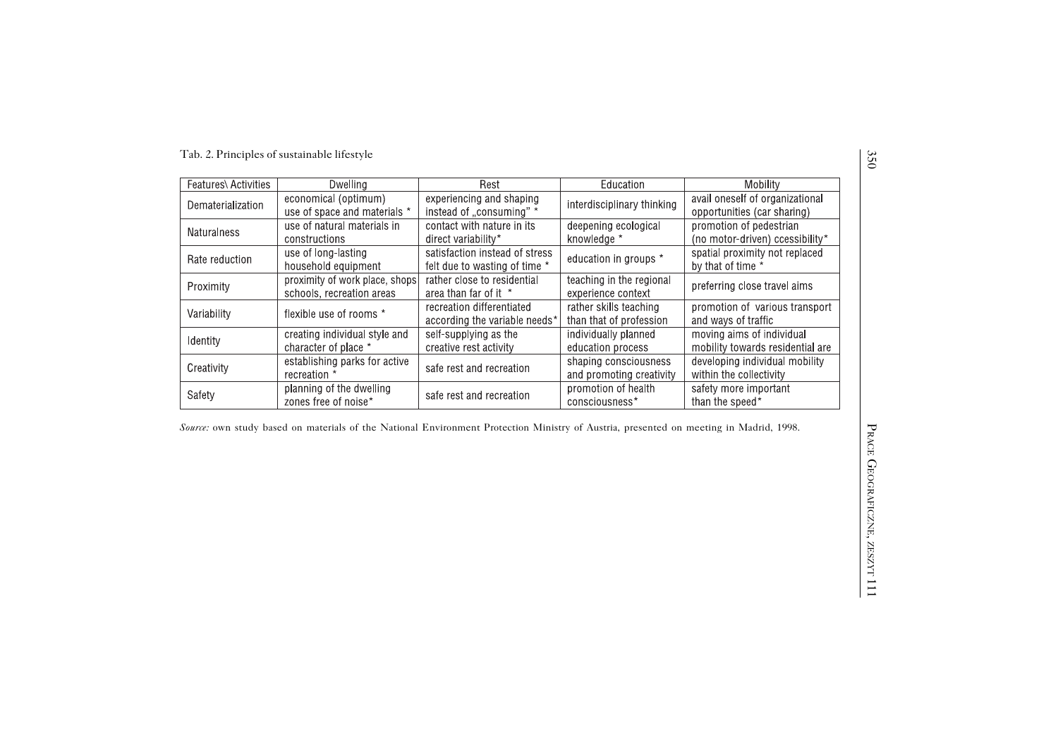Tab. 2. Principles of sustainable lifestyle

| Features\ Activities | Dwelling | Rest | Education | Mobility |
|---|---|---|---|---|
| Dematerialization | economical (optimum) use of space and materials * | experiencing and shaping instead of „consuming" * | interdisciplinary thinking | avail oneself of organizational opportunities (car sharing) |
| Naturalness | use of natural materials in constructions | contact with nature in its direct variability* | deepening ecological knowledge * | promotion of pedestrian (no motor-driven) ccessibility* |
| Rate reduction | use of long-lasting household equipment | satisfaction instead of stress felt due to wasting of time * | education in groups * | spatial proximity not replaced by that of time * |
| Proximity | proximity of work place, shops schools, recreation areas | rather close to residential area than far of it * | teaching in the regional experience context | preferring close travel aims |
| Variability | flexible use of rooms * | recreation differentiated according the variable needs* | rather skills teaching than that of profession | promotion of various transport and ways of traffic |
| Identity | creating individual style and character of place * | self-supplying as the creative rest activity | individually planned education process | moving aims of individual mobility towards residential are |
| Creativity | establishing parks for active recreation * | safe rest and recreation | shaping consciousness and promoting creativity | developing individual mobility within the collectivity |
| Safety | planning of the dwelling zones free of noise* | safe rest and recreation | promotion of health consciousness* | safety more important than the speed* |

*Source:* own study based on materials of the National Environment Protection Ministry of Austria, presented on meeting in Madrid, 1998.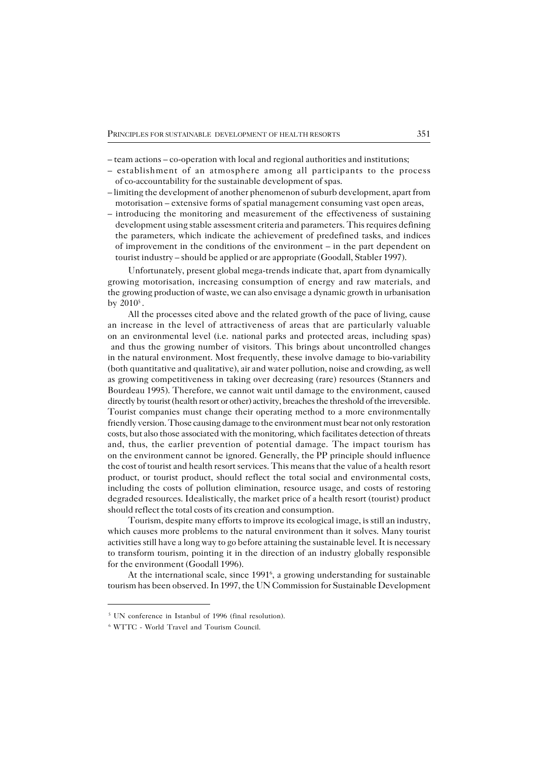- team actions – co-operation with local and regional authorities and institutions;
- establishment of an atmosphere among all participants to the process of co-accountability for the sustainable development of spas.
- limiting the development of another phenomenon of suburb development, apart from motorisation – extensive forms of spatial management consuming vast open areas,
- introducing the monitoring and measurement of the effectiveness of sustaining development using stable assessment criteria and parameters. This requires defining the parameters, which indicate the achievement of predefined tasks, and indices of improvement in the conditions of the environment – in the part dependent on tourist industry – should be applied or are appropriate (Goodall, Stabler 1997).

Unfortunately, present global mega-trends indicate that, apart from dynamically growing motorisation, increasing consumption of energy and raw materials, and the growing production of waste, we can also envisage a dynamic growth in urbanisation by 2010[5].

All the processes cited above and the related growth of the pace of living, cause an increase in the level of attractiveness of areas that are particularly valuable on an environmental level (i.e. national parks and protected areas, including spas) and thus the growing number of visitors. This brings about uncontrolled changes in the natural environment. Most frequently, these involve damage to bio-variability (both quantitative and qualitative), air and water pollution, noise and crowding, as well as growing competitiveness in taking over decreasing (rare) resources (Stanners and Bourdeau 1995). Therefore, we cannot wait until damage to the environment, caused directly by tourist (health resort or other) activity, breaches the threshold of the irreversible. Tourist companies must change their operating method to a more environmentally friendly version. Those causing damage to the environment must bear not only restoration costs, but also those associated with the monitoring, which facilitates detection of threats and, thus, the earlier prevention of potential damage. The impact tourism has on the environment cannot be ignored. Generally, the PP principle should influence the cost of tourist and health resort services. This means that the value of a health resort product, or tourist product, should reflect the total social and environmental costs, including the costs of pollution elimination, resource usage, and costs of restoring degraded resources. Idealistically, the market price of a health resort (tourist) product should reflect the total costs of its creation and consumption.

Tourism, despite many efforts to improve its ecological image, is still an industry, which causes more problems to the natural environment than it solves. Many tourist activities still have a long way to go before attaining the sustainable level. It is necessary to transform tourism, pointing it in the direction of an industry globally responsible for the environment (Goodall 1996).

At the international scale, since 1991[6], a growing understanding for sustainable tourism has been observed. In 1997, the UN Commission for Sustainable Development

---

[5] UN conference in Istanbul of 1996 (final resolution).

[6] WTTC - World Travel and Tourism Council.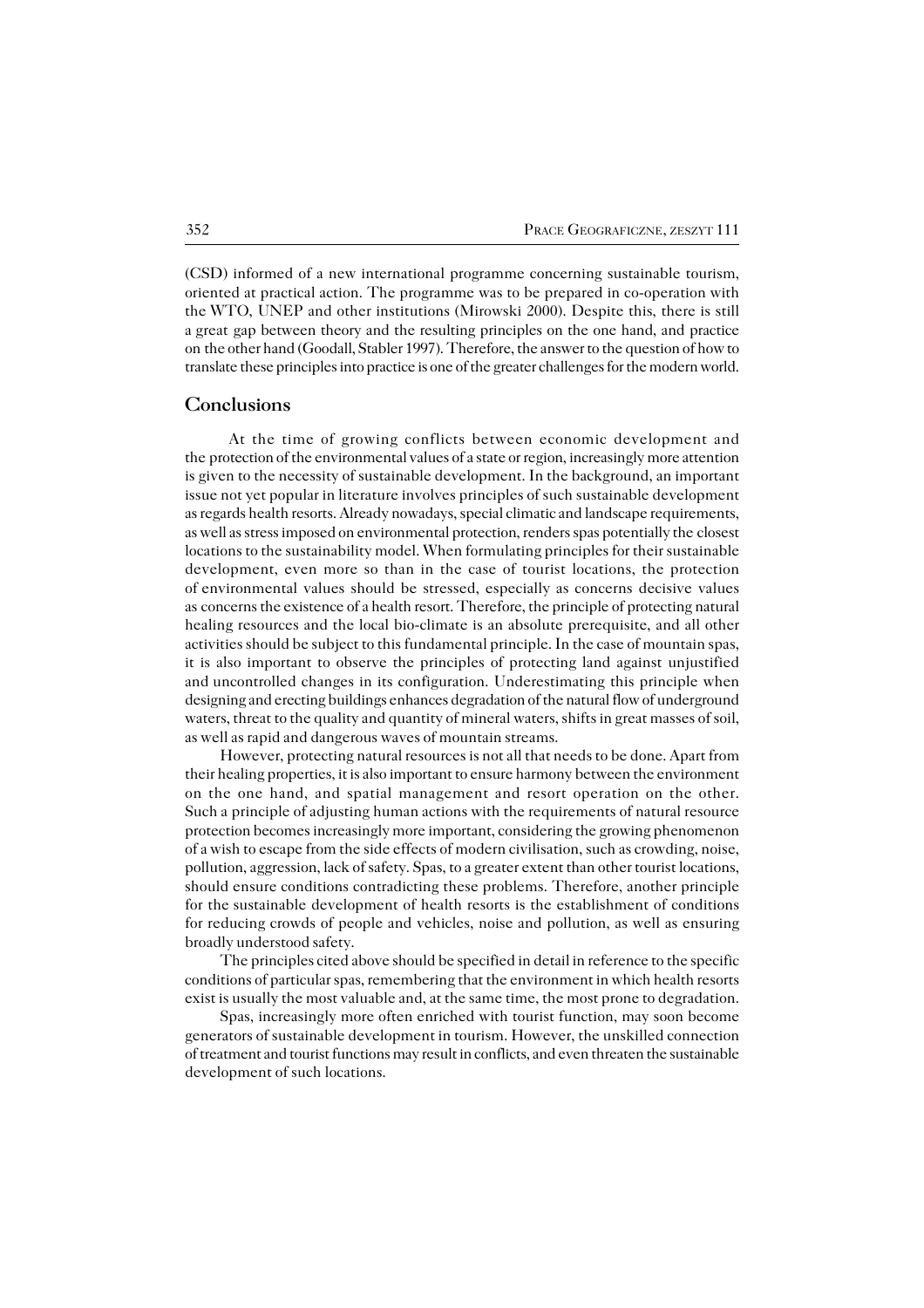(CSD) informed of a new international programme concerning sustainable tourism, oriented at practical action. The programme was to be prepared in co-operation with the WTO, UNEP and other institutions (Mirowski 2000). Despite this, there is still a great gap between theory and the resulting principles on the one hand, and practice on the other hand (Goodall, Stabler 1997). Therefore, the answer to the question of how to translate these principles into practice is one of the greater challenges for the modern world.

## Conclusions

At the time of growing conflicts between economic development and the protection of the environmental values of a state or region, increasingly more attention is given to the necessity of sustainable development. In the background, an important issue not yet popular in literature involves principles of such sustainable development as regards health resorts. Already nowadays, special climatic and landscape requirements, as well as stress imposed on environmental protection, renders spas potentially the closest locations to the sustainability model. When formulating principles for their sustainable development, even more so than in the case of tourist locations, the protection of environmental values should be stressed, especially as concerns decisive values as concerns the existence of a health resort. Therefore, the principle of protecting natural healing resources and the local bio-climate is an absolute prerequisite, and all other activities should be subject to this fundamental principle. In the case of mountain spas, it is also important to observe the principles of protecting land against unjustified and uncontrolled changes in its configuration. Underestimating this principle when designing and erecting buildings enhances degradation of the natural flow of underground waters, threat to the quality and quantity of mineral waters, shifts in great masses of soil, as well as rapid and dangerous waves of mountain streams.

However, protecting natural resources is not all that needs to be done. Apart from their healing properties, it is also important to ensure harmony between the environment on the one hand, and spatial management and resort operation on the other. Such a principle of adjusting human actions with the requirements of natural resource protection becomes increasingly more important, considering the growing phenomenon of a wish to escape from the side effects of modern civilisation, such as crowding, noise, pollution, aggression, lack of safety. Spas, to a greater extent than other tourist locations, should ensure conditions contradicting these problems. Therefore, another principle for the sustainable development of health resorts is the establishment of conditions for reducing crowds of people and vehicles, noise and pollution, as well as ensuring broadly understood safety.

The principles cited above should be specified in detail in reference to the specific conditions of particular spas, remembering that the environment in which health resorts exist is usually the most valuable and, at the same time, the most prone to degradation.

Spas, increasingly more often enriched with tourist function, may soon become generators of sustainable development in tourism. However, the unskilled connection of treatment and tourist functions may result in conflicts, and even threaten the sustainable development of such locations.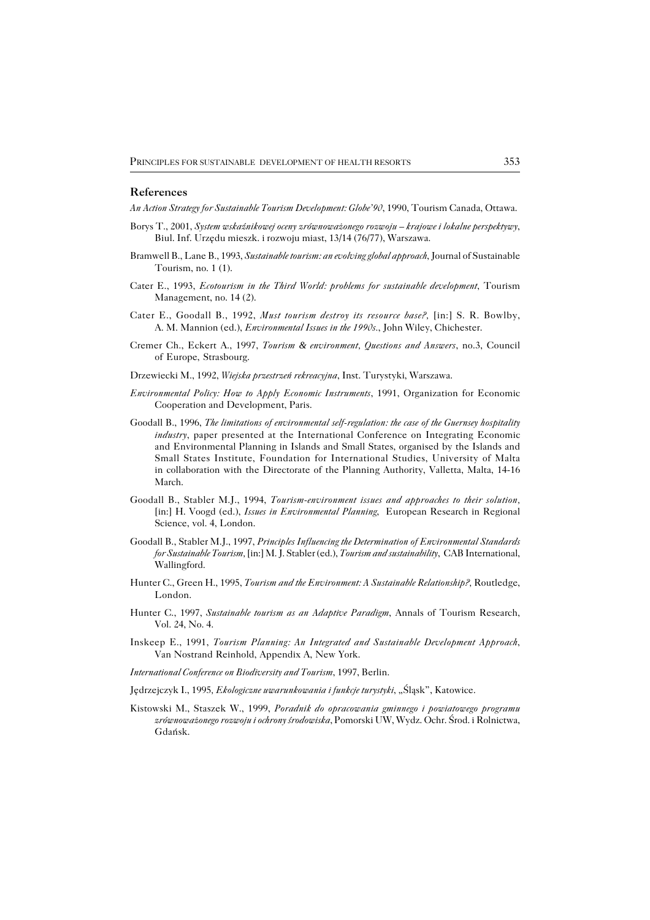## References

*An Action Strategy for Sustainable Tourism Development: Globe'90*, 1990, Tourism Canada, Ottawa.

Borys T., 2001, *System wskaźnikowej oceny zrównoważonego rozwoju – krajowe i lokalne perspektywy*, Biul. Inf. Urzędu mieszk. i rozwoju miast, 13/14 (76/77), Warszawa.

Bramwell B., Lane B., 1993, *Sustainable tourism: an evolving global approach*, Journal of Sustainable Tourism, no. 1 (1).

Cater E., 1993, *Ecotourism in the Third World: problems for sustainable development*, Tourism Management, no. 14 (2).

Cater E., Goodall B., 1992, *Must tourism destroy its resource base?*, [in:] S. R. Bowlby, A. M. Mannion (ed.), *Environmental Issues in the 1990s.*, John Wiley, Chichester.

Cremer Ch., Eckert A., 1997, *Tourism & environment*, *Questions and Answers*, no.3, Council of Europe, Strasbourg.

Drzewiecki M., 1992, *Wiejska przestrzeń rekreacyjna*, Inst. Turystyki, Warszawa.

*Environmental Policy: How to Apply Economic Instruments*, 1991, Organization for Economic Cooperation and Development, Paris.

Goodall B., 1996, *The limitations of environmental self-regulation: the case of the Guernsey hospitality industry*, paper presented at the International Conference on Integrating Economic and Environmental Planning in Islands and Small States, organised by the Islands and Small States Institute, Foundation for International Studies, University of Malta in collaboration with the Directorate of the Planning Authority, Valletta, Malta, 14-16 March.

Goodall B., Stabler M.J., 1994, *Tourism-environment issues and approaches to their solution*, [in:] H. Voogd (ed.), *Issues in Environmental Planning,* European Research in Regional Science, vol. 4, London.

Goodall B., Stabler M.J., 1997, *Principles Influencing the Determination of Environmental Standards for Sustainable Tourism*, [in:] M. J. Stabler (ed.), *Tourism and sustainability*, CAB International, Wallingford.

Hunter C., Green H., 1995, *Tourism and the Environment: A Sustainable Relationship?,* Routledge, London.

Hunter C., 1997, *Sustainable tourism as an Adaptive Paradigm*, Annals of Tourism Research, Vol. 24, No. 4.

Inskeep E., 1991, *Tourism Planning: An Integrated and Sustainable Development Approach*, Van Nostrand Reinhold, Appendix A, New York.

*International Conference on Biodiversity and Tourism*, 1997, Berlin.

Jędrzejczyk I., 1995, *Ekologiczne uwarunkowania i funkcje turystyki*, „Śląsk", Katowice.

Kistowski M., Staszek W., 1999, *Poradnik do opracowania gminnego i powiatowego programu zrównoważonego rozwoju i ochrony środowiska*, Pomorski UW, Wydz. Ochr. Środ. i Rolnictwa, Gdańsk.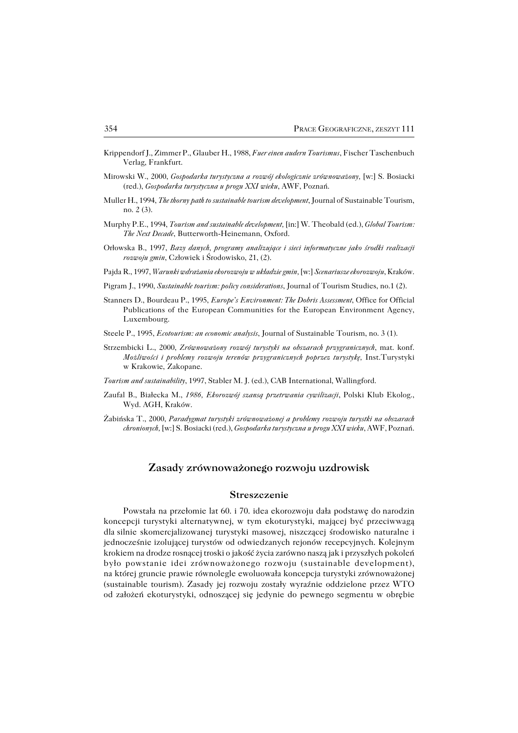Krippendorf J., Zimmer P., Glauber H., 1988, *Fuer einen audern Tourismus*, Fischer Taschenbuch Verlag, Frankfurt.

Mirowski W., 2000, *Gospodarka turystyczna a rozwój ekologicznie zrównoważony,* [w:] S. Bosiacki (red.), *Gospodarka turystyczna u progu XXI wieku*, AWF, Poznań.

Muller H., 1994, *The thorny path to sustainable tourism development*, Journal of Sustainable Tourism, no. *2* (3).

Murphy P.E., 1994, *Tourism and sustainable development,* [in:] W. Theobald (ed.), *Global Tourism: The Next Decade*, Butterworth-Heinemann, Oxford.

Orłowska B., 1997, *Bazy danych, programy analizujące i sieci informatyczne jako środki realizacji rozwoju gmin*, Człowiek i Środowisko, 21, (2).

Pajda R., 1997, *Warunki wdrażania ekorozwoju w układzie gmin*, [w:] *Scenariusze ekorozwoju*, Kraków.

Pigram J., 1990, *Sustainable tourism: policy considerations*, Journal of Tourism Studies, no.1 (2).

Stanners D., Bourdeau P., 1995, *Europe's Environment: The Dobris Assessment*, Office for Official Publications of the European Communities for the European Environment Agency, Luxembourg.

Steele P., 1995, *Ecotourism: an economic analysis*, Journal of Sustainable Tourism, no. 3 (1).

Strzembicki L., 2000, *Zrównoważony rozwój turystyki na obszarach przygranicznych*, mat. konf. *Możliwości i problemy rozwoju terenów przygranicznych poprzez turystykę,* Inst.Turystyki w Krakowie, Zakopane.

*Tourism and sustainability*, 1997, Stabler M. J. (ed.), CAB International, Wallingford.

Zaufal B., Białecka M., *1986, Ekorozwój szansą przetrwania cywilizacji*, Polski Klub Ekolog., Wyd. AGH, Kraków.

Żabińska T., 2000, *Paradygmat turystyki zrównoważonej a problemy rozwoju turystki na obszarach chronionych,* [w:] S. Bosiacki (red.), *Gospodarka turystyczna u progu XXI wieku*, AWF, Poznań.

## Zasady zrównoważonego rozwoju uzdrowisk

### Streszczenie

Powstała na przełomie lat 60. i 70. idea ekorozwoju dała podstawę do narodzin koncepcji turystyki alternatywnej, w tym ekoturystyki, mającej być przeciwwagą dla silnie skomercjalizowanej turystyki masowej, niszczącej środowisko naturalne i jednocześnie izolującej turystów od odwiedzanych rejonów recepcyjnych. Kolejnym krokiem na drodze rosnącej troski o jakość życia zarówno naszą jak i przyszłych pokoleń było powstanie idei zrównoważonego rozwoju (sustainable development), na której gruncie prawie równolegle ewoluowała koncepcja turystyki zrównoważonej (sustainable tourism). Zasady jej rozwoju zostały wyraźnie oddzielone przez WTO od założeń ekoturystyki, odnoszącej się jedynie do pewnego segmentu w obrębie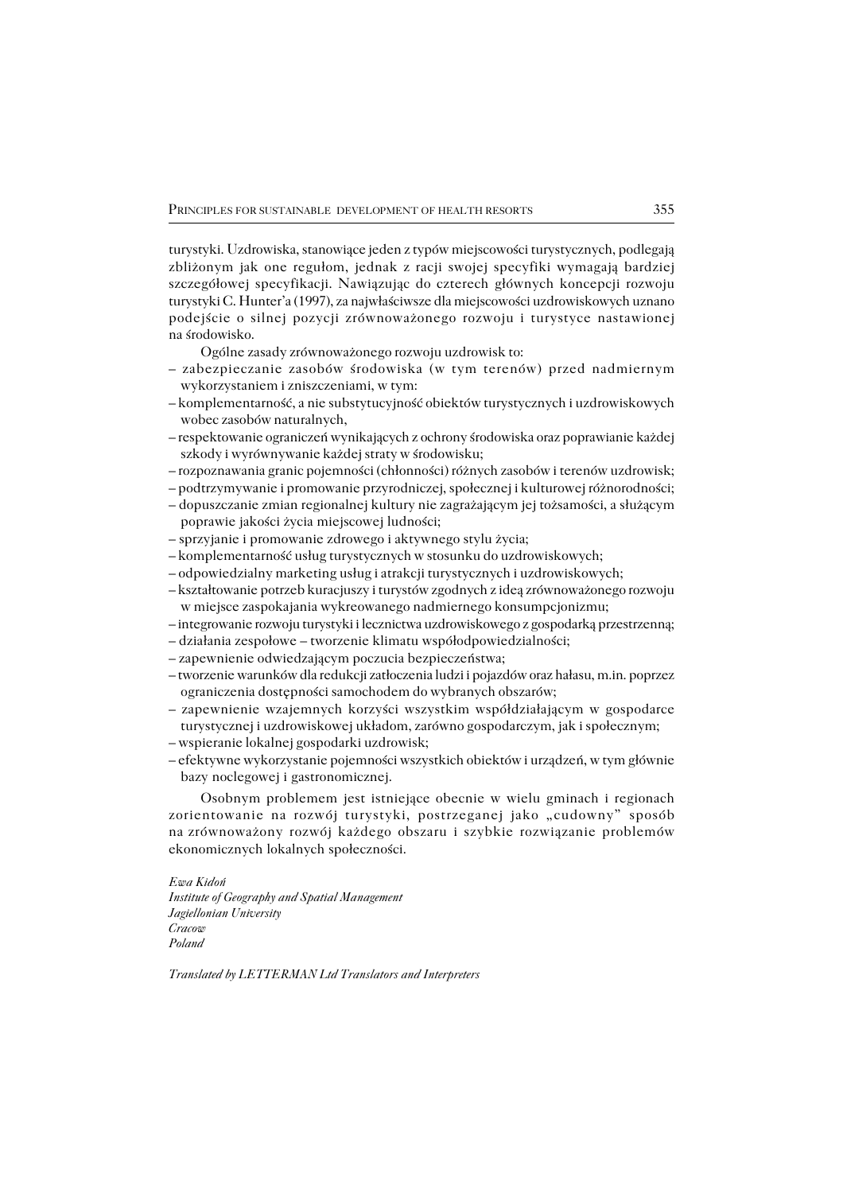turystyki. Uzdrowiska, stanowiące jeden z typów miejscowości turystycznych, podlegają zbliżonym jak one regułom, jednak z racji swojej specyfiki wymagają bardziej szczegółowej specyfikacji. Nawiązując do czterech głównych koncepcji rozwoju turystyki C. Hunter'a (1997), za najwłaściwsze dla miejscowości uzdrowiskowych uznano podejście o silnej pozycji zrównoważonego rozwoju i turystyce nastawionej na środowisko.

Ogólne zasady zrównoważonego rozwoju uzdrowisk to:

- zabezpieczanie zasobów środowiska (w tym terenów) przed nadmiernym wykorzystaniem i zniszczeniami, w tym:
- komplementarność, a nie substytucyjność obiektów turystycznych i uzdrowiskowych wobec zasobów naturalnych,
- respektowanie ograniczeń wynikających z ochrony środowiska oraz poprawianie każdej szkody i wyrównywanie każdej straty w środowisku;
- rozpoznawania granic pojemności (chłonności) różnych zasobów i terenów uzdrowisk;
- podtrzymywanie i promowanie przyrodniczej, społecznej i kulturowej różnorodności;
- dopuszczanie zmian regionalnej kultury nie zagrażającym jej tożsamości, a służącym poprawie jakości życia miejscowej ludności;
- sprzyjanie i promowanie zdrowego i aktywnego stylu życia;
- komplementarność usług turystycznych w stosunku do uzdrowiskowych;
- odpowiedzialny marketing usług i atrakcji turystycznych i uzdrowiskowych;
- kształtowanie potrzeb kuracjuszy i turystów zgodnych z ideą zrównoważonego rozwoju w miejsce zaspokajania wykreowanego nadmiernego konsumpcjonizmu;
- integrowanie rozwoju turystyki i lecznictwa uzdrowiskowego z gospodarką przestrzenną;
- działania zespołowe – tworzenie klimatu współodpowiedzialności;
- zapewnienie odwiedzającym poczucia bezpieczeństwa;
- tworzenie warunków dla redukcji zatłoczenia ludzi i pojazdów oraz hałasu, m.in. poprzez ograniczenia dostępności samochodem do wybranych obszarów;
- zapewnienie wzajemnych korzyści wszystkim współdziałającym w gospodarce turystycznej i uzdrowiskowej układom, zarówno gospodarczym, jak i społecznym;
- wspieranie lokalnej gospodarki uzdrowisk;
- efektywne wykorzystanie pojemności wszystkich obiektów i urządzeń, w tym głównie bazy noclegowej i gastronomicznej.

Osobnym problemem jest istniejące obecnie w wielu gminach i regionach zorientowanie na rozwój turystyki, postrzeganej jako „cudowny" sposób na zrównoważony rozwój każdego obszaru i szybkie rozwiązanie problemów ekonomicznych lokalnych społeczności.

*Ewa Kidoń*
*Institute of Geography and Spatial Management*
*Jagiellonian University*
*Cracow*
*Poland*

*Translated by LETTERMAN Ltd Translators and Interpreters*